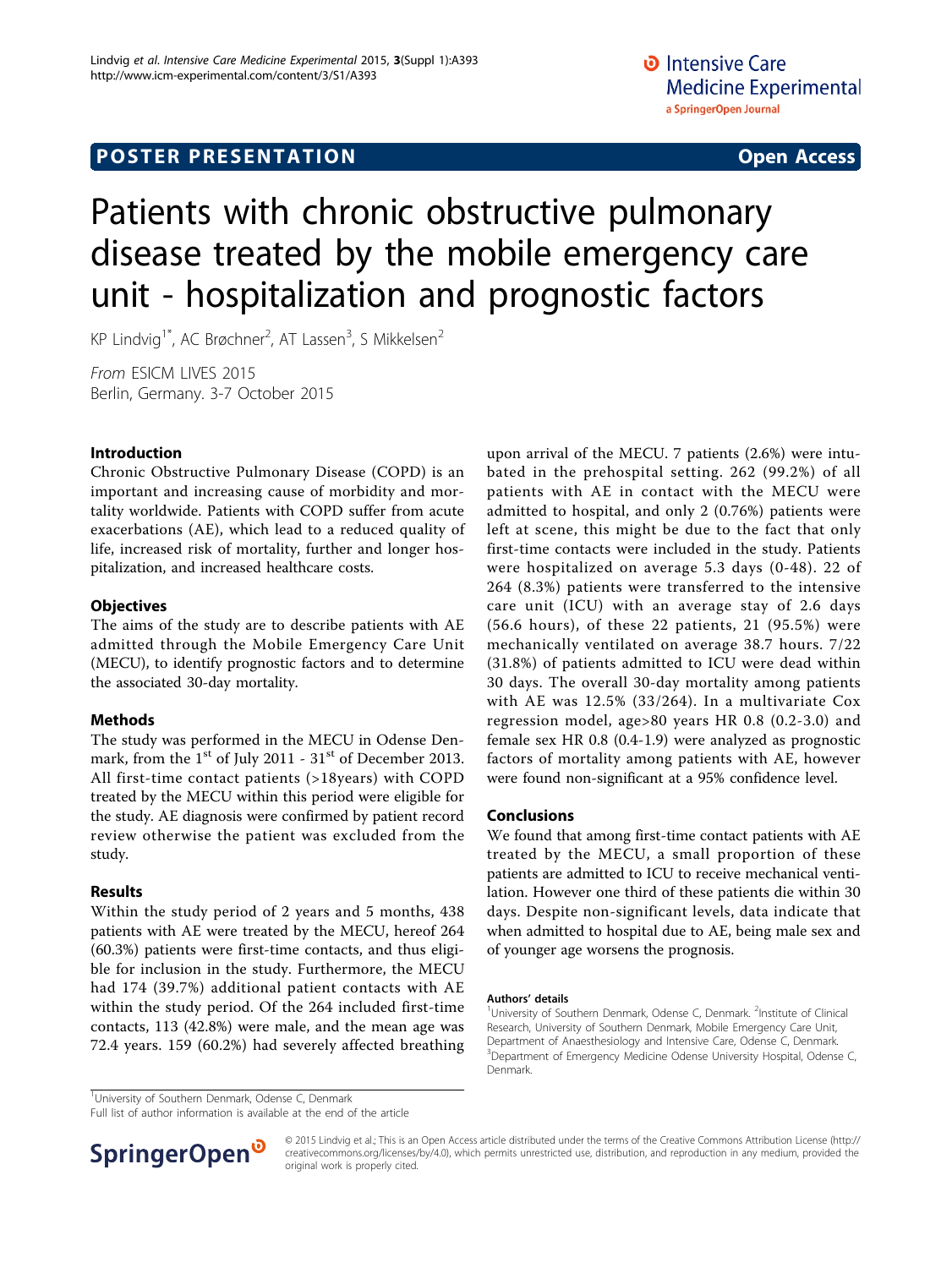POSTER PRESENTATION

Open Access

# Patients with chronic obstructive pulmonary disease treated by the mobile emergency care unit - hospitalization and prognostic factors

KP Lindvig[1*], AC Brøchner[2], AT Lassen[3], S Mikkelsen[2]

*From* ESICM LIVES 2015
Berlin, Germany. 3-7 October 2015

## Introduction

Chronic Obstructive Pulmonary Disease (COPD) is an important and increasing cause of morbidity and mortality worldwide. Patients with COPD suffer from acute exacerbations (AE), which lead to a reduced quality of life, increased risk of mortality, further and longer hospitalization, and increased healthcare costs.

## Objectives

The aims of the study are to describe patients with AE admitted through the Mobile Emergency Care Unit (MECU), to identify prognostic factors and to determine the associated 30-day mortality.

## Methods

The study was performed in the MECU in Odense Denmark, from the 1st of July 2011 - 31st of December 2013. All first-time contact patients (>18years) with COPD treated by the MECU within this period were eligible for the study. AE diagnosis were confirmed by patient record review otherwise the patient was excluded from the study.

## Results

Within the study period of 2 years and 5 months, 438 patients with AE were treated by the MECU, hereof 264 (60.3%) patients were first-time contacts, and thus eligible for inclusion in the study. Furthermore, the MECU had 174 (39.7%) additional patient contacts with AE within the study period. Of the 264 included first-time contacts, 113 (42.8%) were male, and the mean age was 72.4 years. 159 (60.2%) had severely affected breathing upon arrival of the MECU. 7 patients (2.6%) were intubated in the prehospital setting. 262 (99.2%) of all patients with AE in contact with the MECU were admitted to hospital, and only 2 (0.76%) patients were left at scene, this might be due to the fact that only first-time contacts were included in the study. Patients were hospitalized on average 5.3 days (0-48). 22 of 264 (8.3%) patients were transferred to the intensive care unit (ICU) with an average stay of 2.6 days (56.6 hours), of these 22 patients, 21 (95.5%) were mechanically ventilated on average 38.7 hours. 7/22 (31.8%) of patients admitted to ICU were dead within 30 days. The overall 30-day mortality among patients with AE was 12.5% (33/264). In a multivariate Cox regression model, age>80 years HR 0.8 (0.2-3.0) and female sex HR 0.8 (0.4-1.9) were analyzed as prognostic factors of mortality among patients with AE, however were found non-significant at a 95% confidence level.

## Conclusions

We found that among first-time contact patients with AE treated by the MECU, a small proportion of these patients are admitted to ICU to receive mechanical ventilation. However one third of these patients die within 30 days. Despite non-significant levels, data indicate that when admitted to hospital due to AE, being male sex and of younger age worsens the prognosis.

### Authors' details

[1]University of Southern Denmark, Odense C, Denmark. [2]Institute of Clinical Research, University of Southern Denmark, Mobile Emergency Care Unit, Department of Anaesthesiology and Intensive Care, Odense C, Denmark. [3]Department of Emergency Medicine Odense University Hospital, Odense C, Denmark.

[1]University of Southern Denmark, Odense C, Denmark
Full list of author information is available at the end of the article

© 2015 Lindvig et al.; This is an Open Access article distributed under the terms of the Creative Commons Attribution License (http://creativecommons.org/licenses/by/4.0), which permits unrestricted use, distribution, and reproduction in any medium, provided the original work is properly cited.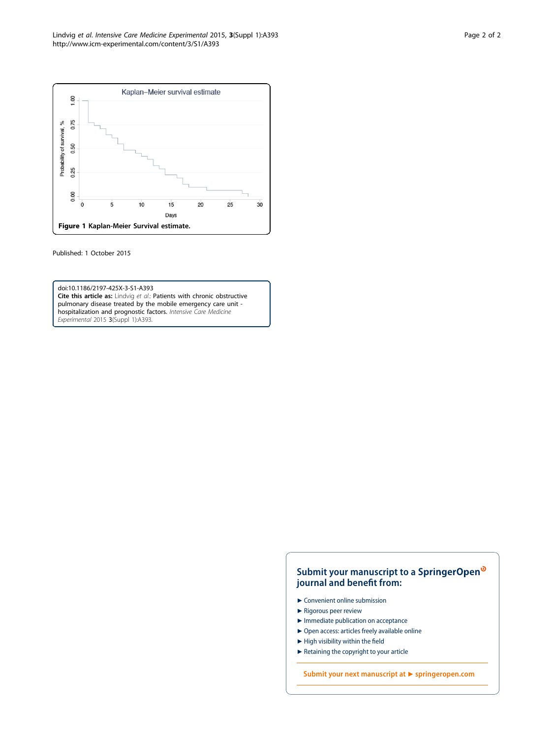Kaplan–Meier survival estimate

Probability of survival, %

1.00

0.75

0.50

0.25

0.00

0 5 10 15 20 25 30

Days

**Figure 1 Kaplan-Meier Survival estimate.**

Published: 1 October 2015

doi:10.1186/2197-425X-3-S1-A393

**Cite this article as:** Lindvig *et al.*: Patients with chronic obstructive pulmonary disease treated by the mobile emergency care unit - hospitalization and prognostic factors. *Intensive Care Medicine Experimental* 2015 **3**(Suppl 1):A393.

**Submit your manuscript to a SpringerOpen journal and benefit from:**

- ► Convenient online submission
- ► Rigorous peer review
- ► Immediate publication on acceptance
- ► Open access: articles freely available online
- ► High visibility within the field
- ► Retaining the copyright to your article

**Submit your next manuscript at ► springeropen.com**